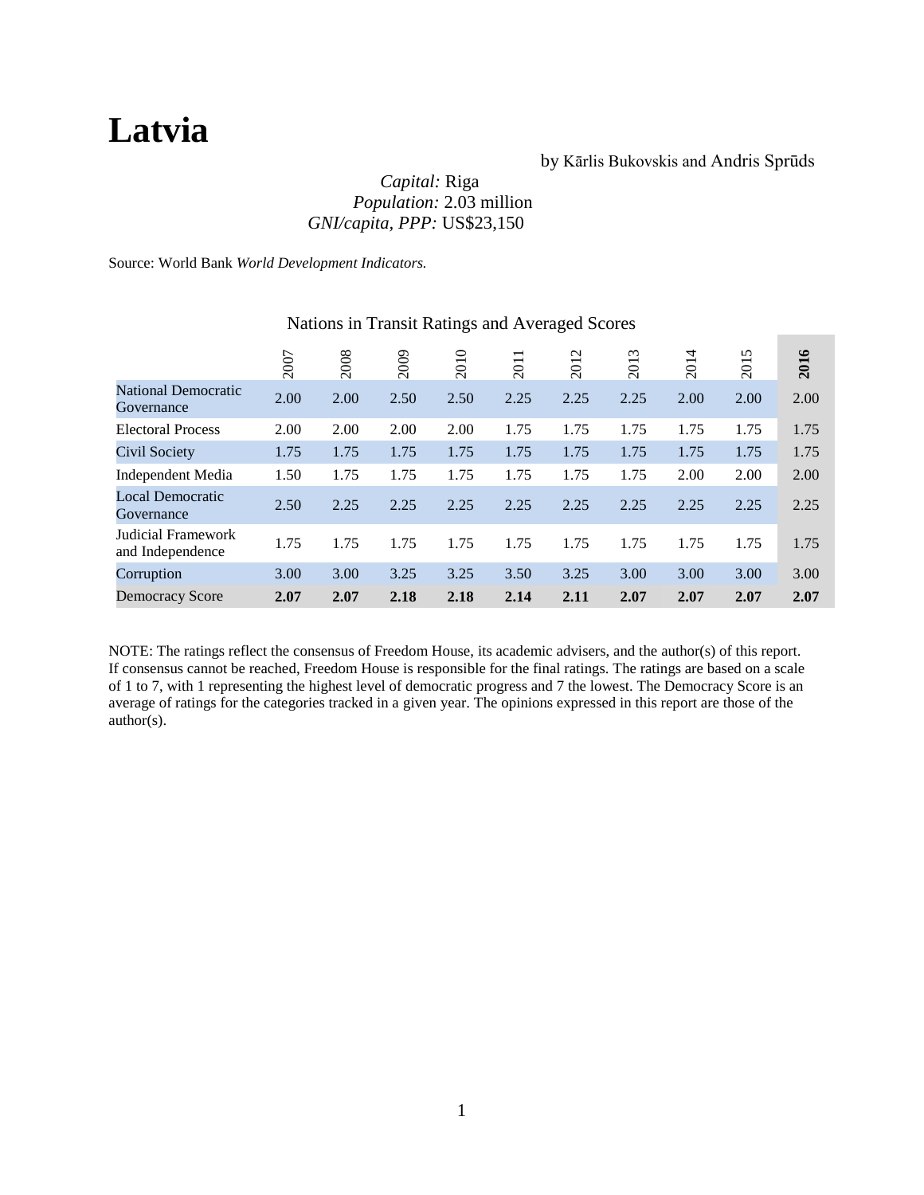# Latvia

by Kārlis Bukovskis and Andris Sprūds

*Capital:* Riga
*Population:* 2.03 million
*GNI/capita, PPP:* US$23,150

Source: World Bank *World Development Indicators.*

Nations in Transit Ratings and Averaged Scores

| | 2007 | 2008 | 2009 | 2010 | 2011 | 2012 | 2013 | 2014 | 2015 | **2016** |
|---|---|---|---|---|---|---|---|---|---|---|
| National Democratic Governance | 2.00 | 2.00 | 2.50 | 2.50 | 2.25 | 2.25 | 2.25 | 2.00 | 2.00 | 2.00 |
| Electoral Process | 2.00 | 2.00 | 2.00 | 2.00 | 1.75 | 1.75 | 1.75 | 1.75 | 1.75 | 1.75 |
| Civil Society | 1.75 | 1.75 | 1.75 | 1.75 | 1.75 | 1.75 | 1.75 | 1.75 | 1.75 | 1.75 |
| Independent Media | 1.50 | 1.75 | 1.75 | 1.75 | 1.75 | 1.75 | 1.75 | 2.00 | 2.00 | 2.00 |
| Local Democratic Governance | 2.50 | 2.25 | 2.25 | 2.25 | 2.25 | 2.25 | 2.25 | 2.25 | 2.25 | 2.25 |
| Judicial Framework and Independence | 1.75 | 1.75 | 1.75 | 1.75 | 1.75 | 1.75 | 1.75 | 1.75 | 1.75 | 1.75 |
| Corruption | 3.00 | 3.00 | 3.25 | 3.25 | 3.50 | 3.25 | 3.00 | 3.00 | 3.00 | 3.00 |
| Democracy Score | **2.07** | **2.07** | **2.18** | **2.18** | **2.14** | **2.11** | **2.07** | **2.07** | **2.07** | **2.07** |

NOTE: The ratings reflect the consensus of Freedom House, its academic advisers, and the author(s) of this report. If consensus cannot be reached, Freedom House is responsible for the final ratings. The ratings are based on a scale of 1 to 7, with 1 representing the highest level of democratic progress and 7 the lowest. The Democracy Score is an average of ratings for the categories tracked in a given year. The opinions expressed in this report are those of the author(s).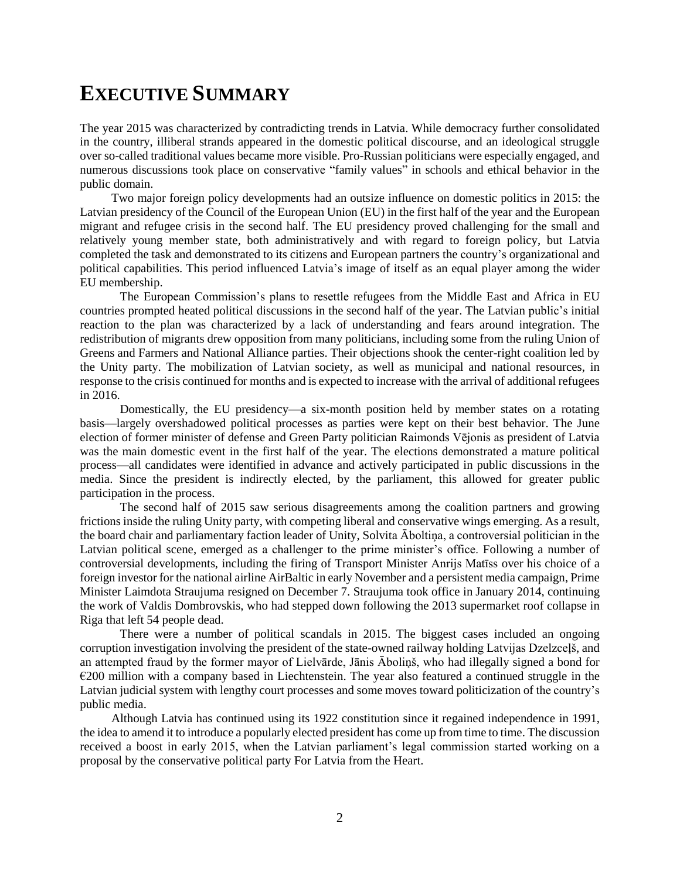# EXECUTIVE SUMMARY

The year 2015 was characterized by contradicting trends in Latvia. While democracy further consolidated in the country, illiberal strands appeared in the domestic political discourse, and an ideological struggle over so-called traditional values became more visible. Pro-Russian politicians were especially engaged, and numerous discussions took place on conservative "family values" in schools and ethical behavior in the public domain.

Two major foreign policy developments had an outsize influence on domestic politics in 2015: the Latvian presidency of the Council of the European Union (EU) in the first half of the year and the European migrant and refugee crisis in the second half. The EU presidency proved challenging for the small and relatively young member state, both administratively and with regard to foreign policy, but Latvia completed the task and demonstrated to its citizens and European partners the country's organizational and political capabilities. This period influenced Latvia's image of itself as an equal player among the wider EU membership.

The European Commission's plans to resettle refugees from the Middle East and Africa in EU countries prompted heated political discussions in the second half of the year. The Latvian public's initial reaction to the plan was characterized by a lack of understanding and fears around integration. The redistribution of migrants drew opposition from many politicians, including some from the ruling Union of Greens and Farmers and National Alliance parties. Their objections shook the center-right coalition led by the Unity party. The mobilization of Latvian society, as well as municipal and national resources, in response to the crisis continued for months and is expected to increase with the arrival of additional refugees in 2016.

Domestically, the EU presidency—a six-month position held by member states on a rotating basis—largely overshadowed political processes as parties were kept on their best behavior. The June election of former minister of defense and Green Party politician Raimonds Vējonis as president of Latvia was the main domestic event in the first half of the year. The elections demonstrated a mature political process—all candidates were identified in advance and actively participated in public discussions in the media. Since the president is indirectly elected, by the parliament, this allowed for greater public participation in the process.

The second half of 2015 saw serious disagreements among the coalition partners and growing frictions inside the ruling Unity party, with competing liberal and conservative wings emerging. As a result, the board chair and parliamentary faction leader of Unity, Solvita Āboltiņa, a controversial politician in the Latvian political scene, emerged as a challenger to the prime minister's office. Following a number of controversial developments, including the firing of Transport Minister Anrijs Matīss over his choice of a foreign investor for the national airline AirBaltic in early November and a persistent media campaign, Prime Minister Laimdota Straujuma resigned on December 7. Straujuma took office in January 2014, continuing the work of Valdis Dombrovskis, who had stepped down following the 2013 supermarket roof collapse in Riga that left 54 people dead.

There were a number of political scandals in 2015. The biggest cases included an ongoing corruption investigation involving the president of the state-owned railway holding Latvijas Dzelzceļš, and an attempted fraud by the former mayor of Lielvārde, Jānis Āboliņš, who had illegally signed a bond for €200 million with a company based in Liechtenstein. The year also featured a continued struggle in the Latvian judicial system with lengthy court processes and some moves toward politicization of the country's public media.

Although Latvia has continued using its 1922 constitution since it regained independence in 1991, the idea to amend it to introduce a popularly elected president has come up from time to time. The discussion received a boost in early 2015, when the Latvian parliament's legal commission started working on a proposal by the conservative political party For Latvia from the Heart.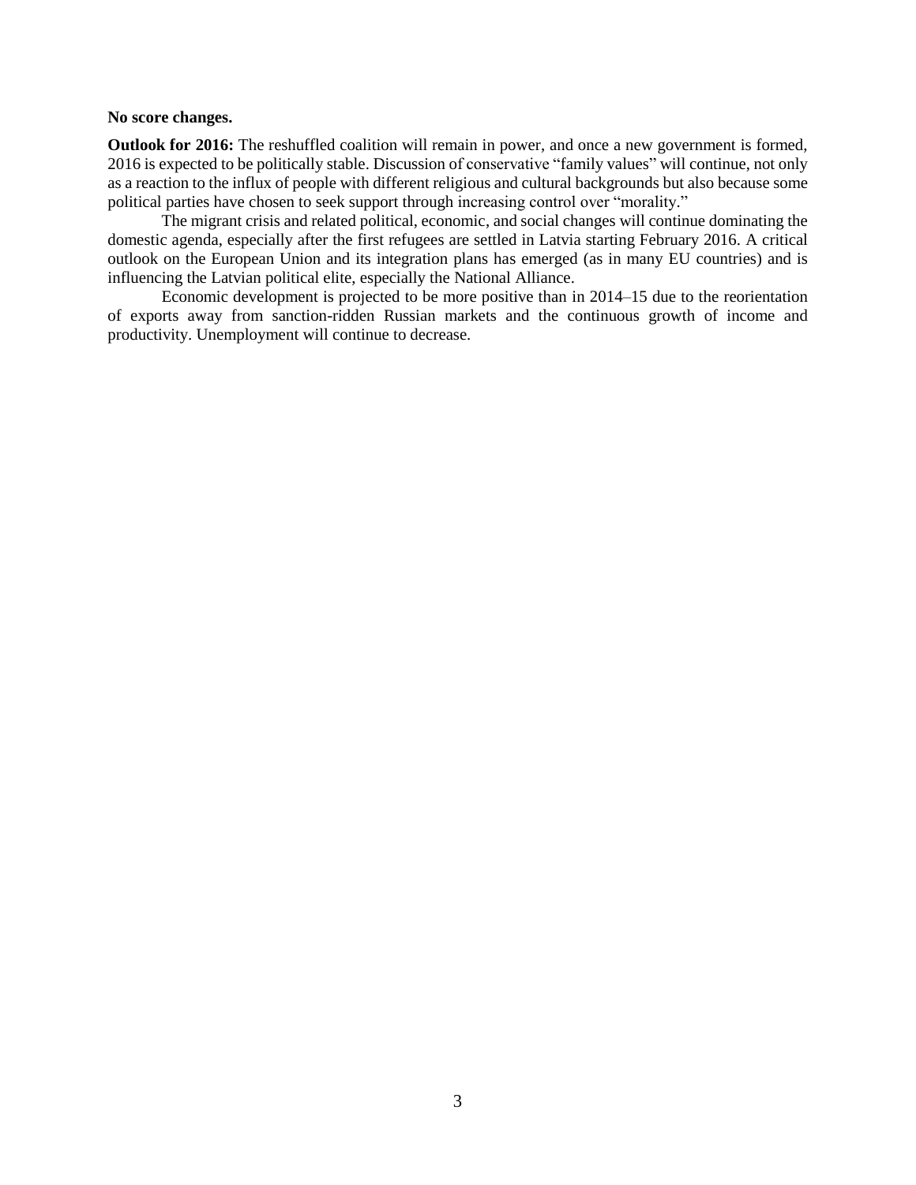**No score changes.**

**Outlook for 2016:** The reshuffled coalition will remain in power, and once a new government is formed, 2016 is expected to be politically stable. Discussion of conservative "family values" will continue, not only as a reaction to the influx of people with different religious and cultural backgrounds but also because some political parties have chosen to seek support through increasing control over "morality."

The migrant crisis and related political, economic, and social changes will continue dominating the domestic agenda, especially after the first refugees are settled in Latvia starting February 2016. A critical outlook on the European Union and its integration plans has emerged (as in many EU countries) and is influencing the Latvian political elite, especially the National Alliance.

Economic development is projected to be more positive than in 2014–15 due to the reorientation of exports away from sanction-ridden Russian markets and the continuous growth of income and productivity. Unemployment will continue to decrease.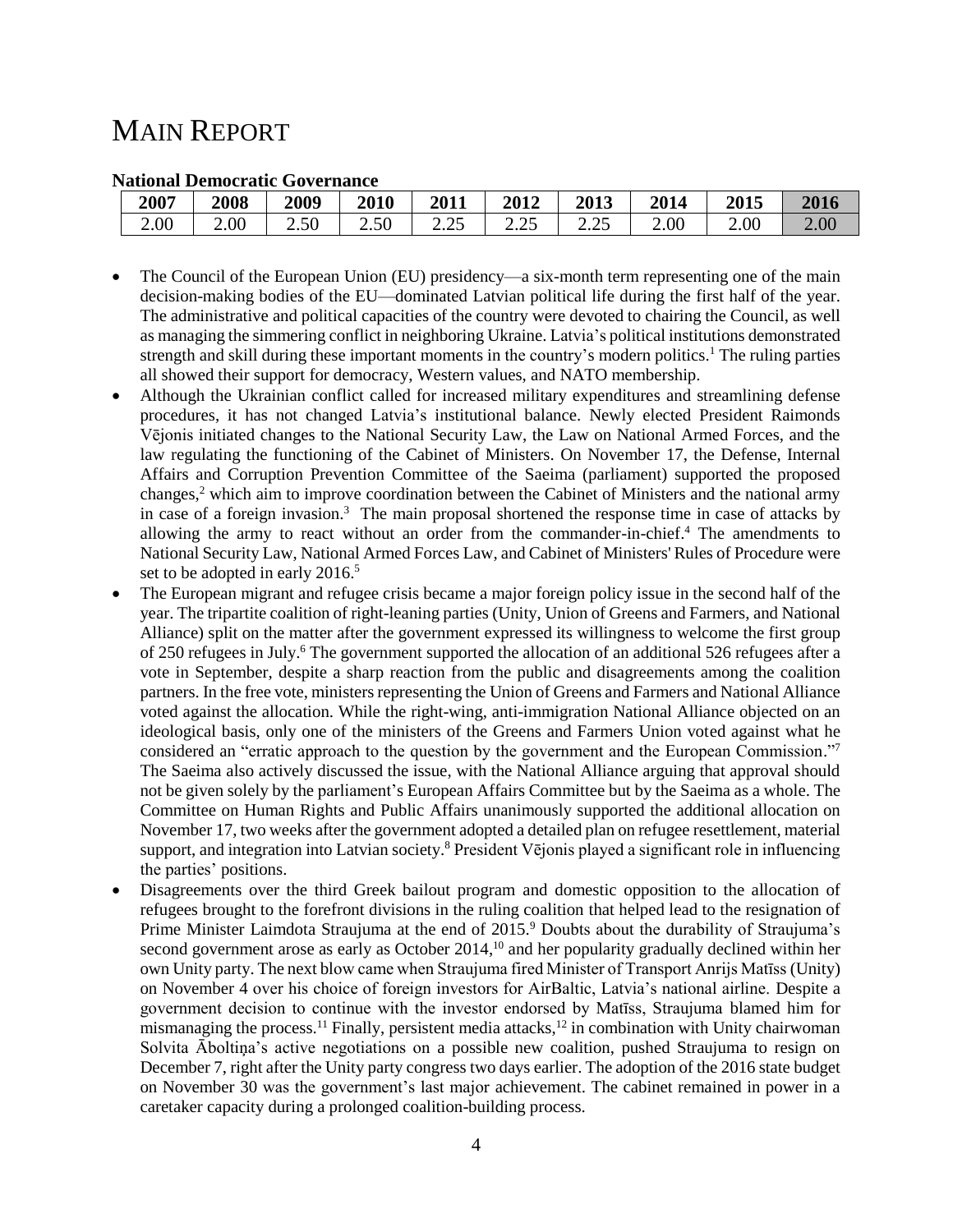# MAIN REPORT

**National Democratic Governance**

| 2007 | 2008 | 2009 | 2010 | 2011 | 2012 | 2013 | 2014 | 2015 | 2016 |
|---|---|---|---|---|---|---|---|---|---|
| 2.00 | 2.00 | 2.50 | 2.50 | 2.25 | 2.25 | 2.25 | 2.00 | 2.00 | 2.00 |

- The Council of the European Union (EU) presidency—a six-month term representing one of the main decision-making bodies of the EU—dominated Latvian political life during the first half of the year. The administrative and political capacities of the country were devoted to chairing the Council, as well as managing the simmering conflict in neighboring Ukraine. Latvia's political institutions demonstrated strength and skill during these important moments in the country's modern politics.[1] The ruling parties all showed their support for democracy, Western values, and NATO membership.
- Although the Ukrainian conflict called for increased military expenditures and streamlining defense procedures, it has not changed Latvia's institutional balance. Newly elected President Raimonds Vējonis initiated changes to the National Security Law, the Law on National Armed Forces, and the law regulating the functioning of the Cabinet of Ministers. On November 17, the Defense, Internal Affairs and Corruption Prevention Committee of the Saeima (parliament) supported the proposed changes,[2] which aim to improve coordination between the Cabinet of Ministers and the national army in case of a foreign invasion.[3] The main proposal shortened the response time in case of attacks by allowing the army to react without an order from the commander-in-chief.[4] The amendments to National Security Law, National Armed Forces Law, and Cabinet of Ministers' Rules of Procedure were set to be adopted in early 2016.[5]
- The European migrant and refugee crisis became a major foreign policy issue in the second half of the year. The tripartite coalition of right-leaning parties (Unity, Union of Greens and Farmers, and National Alliance) split on the matter after the government expressed its willingness to welcome the first group of 250 refugees in July.[6] The government supported the allocation of an additional 526 refugees after a vote in September, despite a sharp reaction from the public and disagreements among the coalition partners. In the free vote, ministers representing the Union of Greens and Farmers and National Alliance voted against the allocation. While the right-wing, anti-immigration National Alliance objected on an ideological basis, only one of the ministers of the Greens and Farmers Union voted against what he considered an "erratic approach to the question by the government and the European Commission."[7] The Saeima also actively discussed the issue, with the National Alliance arguing that approval should not be given solely by the parliament's European Affairs Committee but by the Saeima as a whole. The Committee on Human Rights and Public Affairs unanimously supported the additional allocation on November 17, two weeks after the government adopted a detailed plan on refugee resettlement, material support, and integration into Latvian society.[8] President Vējonis played a significant role in influencing the parties' positions.
- Disagreements over the third Greek bailout program and domestic opposition to the allocation of refugees brought to the forefront divisions in the ruling coalition that helped lead to the resignation of Prime Minister Laimdota Straujuma at the end of 2015.[9] Doubts about the durability of Straujuma's second government arose as early as October 2014,[10] and her popularity gradually declined within her own Unity party. The next blow came when Straujuma fired Minister of Transport Anrijs Matīss (Unity) on November 4 over his choice of foreign investors for AirBaltic, Latvia's national airline. Despite a government decision to continue with the investor endorsed by Matīss, Straujuma blamed him for mismanaging the process.[11] Finally, persistent media attacks,[12] in combination with Unity chairwoman Solvita Āboltiņa's active negotiations on a possible new coalition, pushed Straujuma to resign on December 7, right after the Unity party congress two days earlier. The adoption of the 2016 state budget on November 30 was the government's last major achievement. The cabinet remained in power in a caretaker capacity during a prolonged coalition-building process.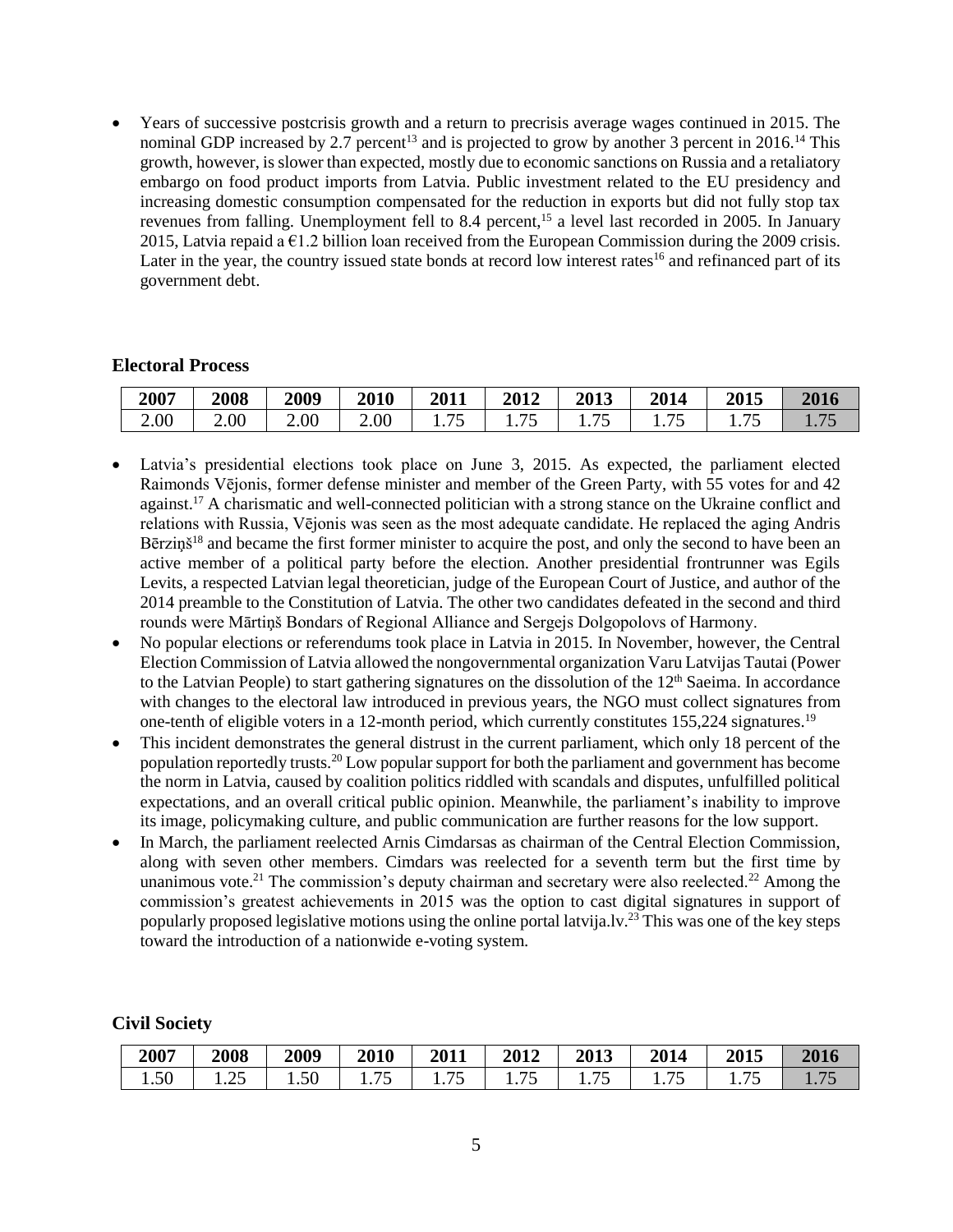- Years of successive postcrisis growth and a return to precrisis average wages continued in 2015. The nominal GDP increased by 2.7 percent[13] and is projected to grow by another 3 percent in 2016.[14] This growth, however, is slower than expected, mostly due to economic sanctions on Russia and a retaliatory embargo on food product imports from Latvia. Public investment related to the EU presidency and increasing domestic consumption compensated for the reduction in exports but did not fully stop tax revenues from falling. Unemployment fell to 8.4 percent,[15] a level last recorded in 2005. In January 2015, Latvia repaid a €1.2 billion loan received from the European Commission during the 2009 crisis. Later in the year, the country issued state bonds at record low interest rates[16] and refinanced part of its government debt.

### Electoral Process

| 2007 | 2008 | 2009 | 2010 | 2011 | 2012 | 2013 | 2014 | 2015 | 2016 |
|---|---|---|---|---|---|---|---|---|---|
| 2.00 | 2.00 | 2.00 | 2.00 | 1.75 | 1.75 | 1.75 | 1.75 | 1.75 | 1.75 |

- Latvia's presidential elections took place on June 3, 2015. As expected, the parliament elected Raimonds Vējonis, former defense minister and member of the Green Party, with 55 votes for and 42 against.[17] A charismatic and well-connected politician with a strong stance on the Ukraine conflict and relations with Russia, Vējonis was seen as the most adequate candidate. He replaced the aging Andris Bērziņš[18] and became the first former minister to acquire the post, and only the second to have been an active member of a political party before the election. Another presidential frontrunner was Egils Levits, a respected Latvian legal theoretician, judge of the European Court of Justice, and author of the 2014 preamble to the Constitution of Latvia. The other two candidates defeated in the second and third rounds were Mārtiņš Bondars of Regional Alliance and Sergejs Dolgopolovs of Harmony.
- No popular elections or referendums took place in Latvia in 2015. In November, however, the Central Election Commission of Latvia allowed the nongovernmental organization Varu Latvijas Tautai (Power to the Latvian People) to start gathering signatures on the dissolution of the 12th Saeima. In accordance with changes to the electoral law introduced in previous years, the NGO must collect signatures from one-tenth of eligible voters in a 12-month period, which currently constitutes 155,224 signatures.[19]
- This incident demonstrates the general distrust in the current parliament, which only 18 percent of the population reportedly trusts.[20] Low popular support for both the parliament and government has become the norm in Latvia, caused by coalition politics riddled with scandals and disputes, unfulfilled political expectations, and an overall critical public opinion. Meanwhile, the parliament's inability to improve its image, policymaking culture, and public communication are further reasons for the low support.
- In March, the parliament reelected Arnis Cimdarsas as chairman of the Central Election Commission, along with seven other members. Cimdars was reelected for a seventh term but the first time by unanimous vote.[21] The commission's deputy chairman and secretary were also reelected.[22] Among the commission's greatest achievements in 2015 was the option to cast digital signatures in support of popularly proposed legislative motions using the online portal latvija.lv.[23] This was one of the key steps toward the introduction of a nationwide e-voting system.

### Civil Society

| 2007 | 2008 | 2009 | 2010 | 2011 | 2012 | 2013 | 2014 | 2015 | 2016 |
|---|---|---|---|---|---|---|---|---|---|
| 1.50 | 1.25 | 1.50 | 1.75 | 1.75 | 1.75 | 1.75 | 1.75 | 1.75 | 1.75 |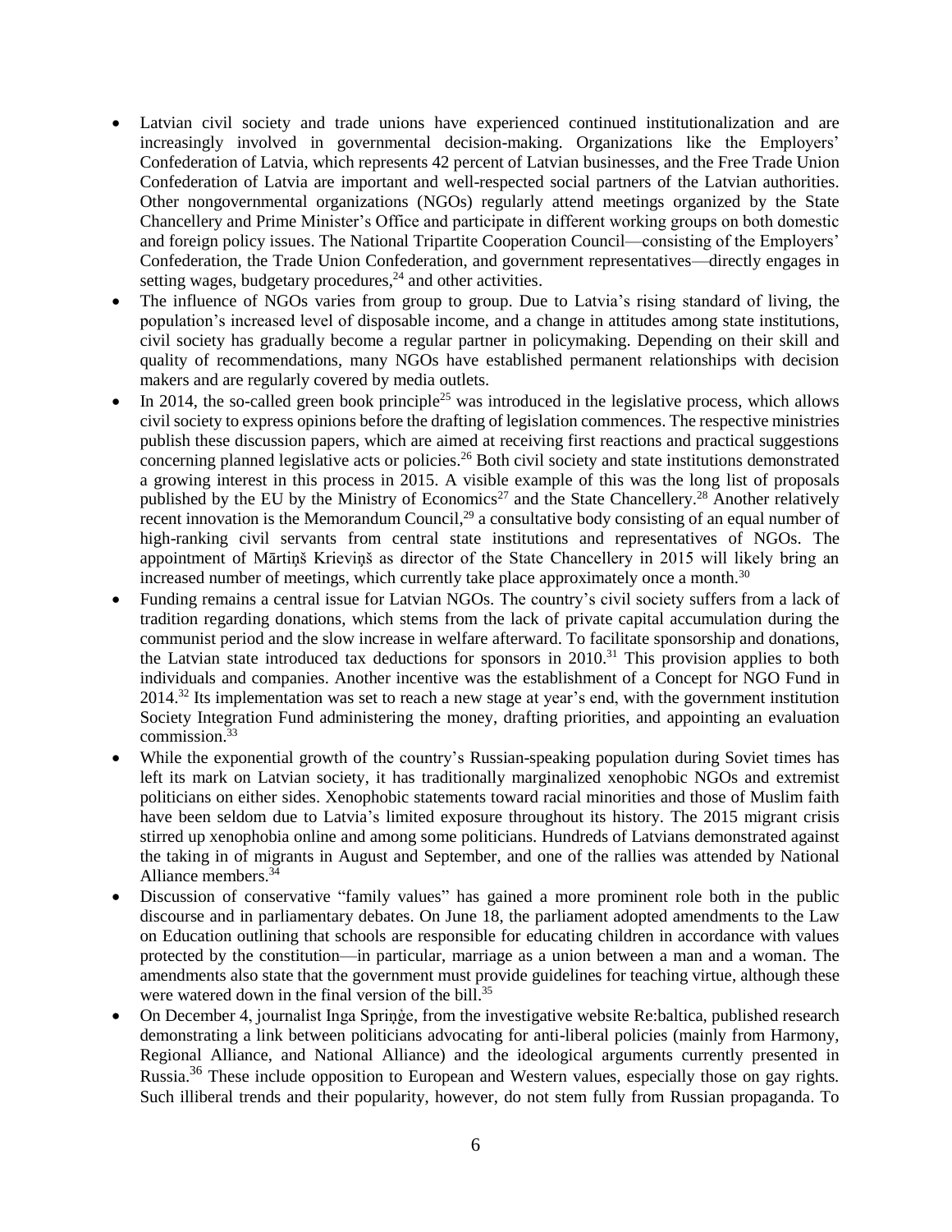- Latvian civil society and trade unions have experienced continued institutionalization and are increasingly involved in governmental decision-making. Organizations like the Employers' Confederation of Latvia, which represents 42 percent of Latvian businesses, and the Free Trade Union Confederation of Latvia are important and well-respected social partners of the Latvian authorities. Other nongovernmental organizations (NGOs) regularly attend meetings organized by the State Chancellery and Prime Minister's Office and participate in different working groups on both domestic and foreign policy issues. The National Tripartite Cooperation Council—consisting of the Employers' Confederation, the Trade Union Confederation, and government representatives—directly engages in setting wages, budgetary procedures,[24] and other activities.
- The influence of NGOs varies from group to group. Due to Latvia's rising standard of living, the population's increased level of disposable income, and a change in attitudes among state institutions, civil society has gradually become a regular partner in policymaking. Depending on their skill and quality of recommendations, many NGOs have established permanent relationships with decision makers and are regularly covered by media outlets.
- In 2014, the so-called green book principle[25] was introduced in the legislative process, which allows civil society to express opinions before the drafting of legislation commences. The respective ministries publish these discussion papers, which are aimed at receiving first reactions and practical suggestions concerning planned legislative acts or policies.[26] Both civil society and state institutions demonstrated a growing interest in this process in 2015. A visible example of this was the long list of proposals published by the EU by the Ministry of Economics[27] and the State Chancellery.[28] Another relatively recent innovation is the Memorandum Council,[29] a consultative body consisting of an equal number of high-ranking civil servants from central state institutions and representatives of NGOs. The appointment of Mārtiņš Krieviņš as director of the State Chancellery in 2015 will likely bring an increased number of meetings, which currently take place approximately once a month.[30]
- Funding remains a central issue for Latvian NGOs. The country's civil society suffers from a lack of tradition regarding donations, which stems from the lack of private capital accumulation during the communist period and the slow increase in welfare afterward. To facilitate sponsorship and donations, the Latvian state introduced tax deductions for sponsors in 2010.[31] This provision applies to both individuals and companies. Another incentive was the establishment of a Concept for NGO Fund in 2014.[32] Its implementation was set to reach a new stage at year's end, with the government institution Society Integration Fund administering the money, drafting priorities, and appointing an evaluation commission.[33]
- While the exponential growth of the country's Russian-speaking population during Soviet times has left its mark on Latvian society, it has traditionally marginalized xenophobic NGOs and extremist politicians on either sides. Xenophobic statements toward racial minorities and those of Muslim faith have been seldom due to Latvia's limited exposure throughout its history. The 2015 migrant crisis stirred up xenophobia online and among some politicians. Hundreds of Latvians demonstrated against the taking in of migrants in August and September, and one of the rallies was attended by National Alliance members.[34]
- Discussion of conservative "family values" has gained a more prominent role both in the public discourse and in parliamentary debates. On June 18, the parliament adopted amendments to the Law on Education outlining that schools are responsible for educating children in accordance with values protected by the constitution—in particular, marriage as a union between a man and a woman. The amendments also state that the government must provide guidelines for teaching virtue, although these were watered down in the final version of the bill.[35]
- On December 4, journalist Inga Spriņģe, from the investigative website Re:baltica, published research demonstrating a link between politicians advocating for anti-liberal policies (mainly from Harmony, Regional Alliance, and National Alliance) and the ideological arguments currently presented in Russia.[36] These include opposition to European and Western values, especially those on gay rights. Such illiberal trends and their popularity, however, do not stem fully from Russian propaganda. To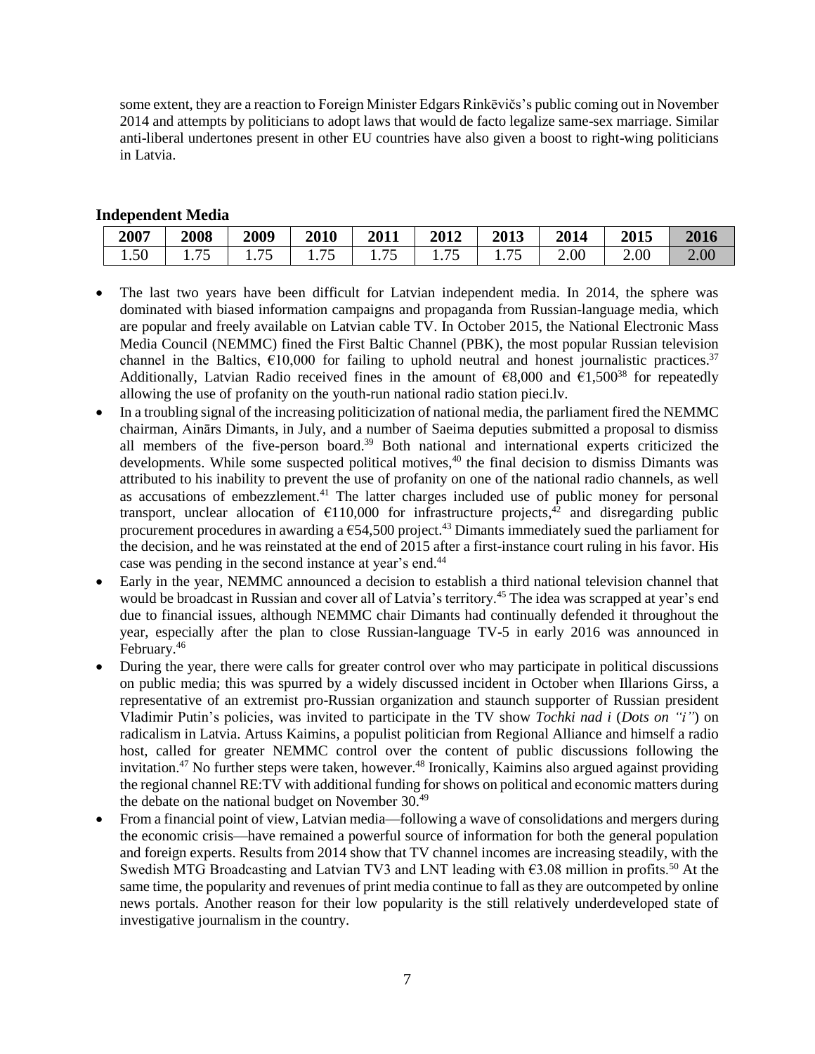some extent, they are a reaction to Foreign Minister Edgars Rinkēvičs's public coming out in November 2014 and attempts by politicians to adopt laws that would de facto legalize same-sex marriage. Similar anti-liberal undertones present in other EU countries have also given a boost to right-wing politicians in Latvia.

### Independent Media

| 2007 | 2008 | 2009 | 2010 | 2011 | 2012 | 2013 | 2014 | 2015 | 2016 |
|---|---|---|---|---|---|---|---|---|---|
| 1.50 | 1.75 | 1.75 | 1.75 | 1.75 | 1.75 | 1.75 | 2.00 | 2.00 | 2.00 |

- The last two years have been difficult for Latvian independent media. In 2014, the sphere was dominated with biased information campaigns and propaganda from Russian-language media, which are popular and freely available on Latvian cable TV. In October 2015, the National Electronic Mass Media Council (NEMMC) fined the First Baltic Channel (PBK), the most popular Russian television channel in the Baltics, €10,000 for failing to uphold neutral and honest journalistic practices.[37] Additionally, Latvian Radio received fines in the amount of €8,000 and €1,500[38] for repeatedly allowing the use of profanity on the youth-run national radio station pieci.lv.
- In a troubling signal of the increasing politicization of national media, the parliament fired the NEMMC chairman, Ainārs Dimants, in July, and a number of Saeima deputies submitted a proposal to dismiss all members of the five-person board.[39] Both national and international experts criticized the developments. While some suspected political motives,[40] the final decision to dismiss Dimants was attributed to his inability to prevent the use of profanity on one of the national radio channels, as well as accusations of embezzlement.[41] The latter charges included use of public money for personal transport, unclear allocation of €110,000 for infrastructure projects,[42] and disregarding public procurement procedures in awarding a €54,500 project.[43] Dimants immediately sued the parliament for the decision, and he was reinstated at the end of 2015 after a first-instance court ruling in his favor. His case was pending in the second instance at year's end.[44]
- Early in the year, NEMMC announced a decision to establish a third national television channel that would be broadcast in Russian and cover all of Latvia's territory.[45] The idea was scrapped at year's end due to financial issues, although NEMMC chair Dimants had continually defended it throughout the year, especially after the plan to close Russian-language TV-5 in early 2016 was announced in February.[46]
- During the year, there were calls for greater control over who may participate in political discussions on public media; this was spurred by a widely discussed incident in October when Illarions Girss, a representative of an extremist pro-Russian organization and staunch supporter of Russian president Vladimir Putin's policies, was invited to participate in the TV show *Tochki nad i* (*Dots on "i"*) on radicalism in Latvia. Artuss Kaimins, a populist politician from Regional Alliance and himself a radio host, called for greater NEMMC control over the content of public discussions following the invitation.[47] No further steps were taken, however.[48] Ironically, Kaimins also argued against providing the regional channel RE:TV with additional funding for shows on political and economic matters during the debate on the national budget on November 30.[49]
- From a financial point of view, Latvian media—following a wave of consolidations and mergers during the economic crisis—have remained a powerful source of information for both the general population and foreign experts. Results from 2014 show that TV channel incomes are increasing steadily, with the Swedish MTG Broadcasting and Latvian TV3 and LNT leading with €3.08 million in profits.[50] At the same time, the popularity and revenues of print media continue to fall as they are outcompeted by online news portals. Another reason for their low popularity is the still relatively underdeveloped state of investigative journalism in the country.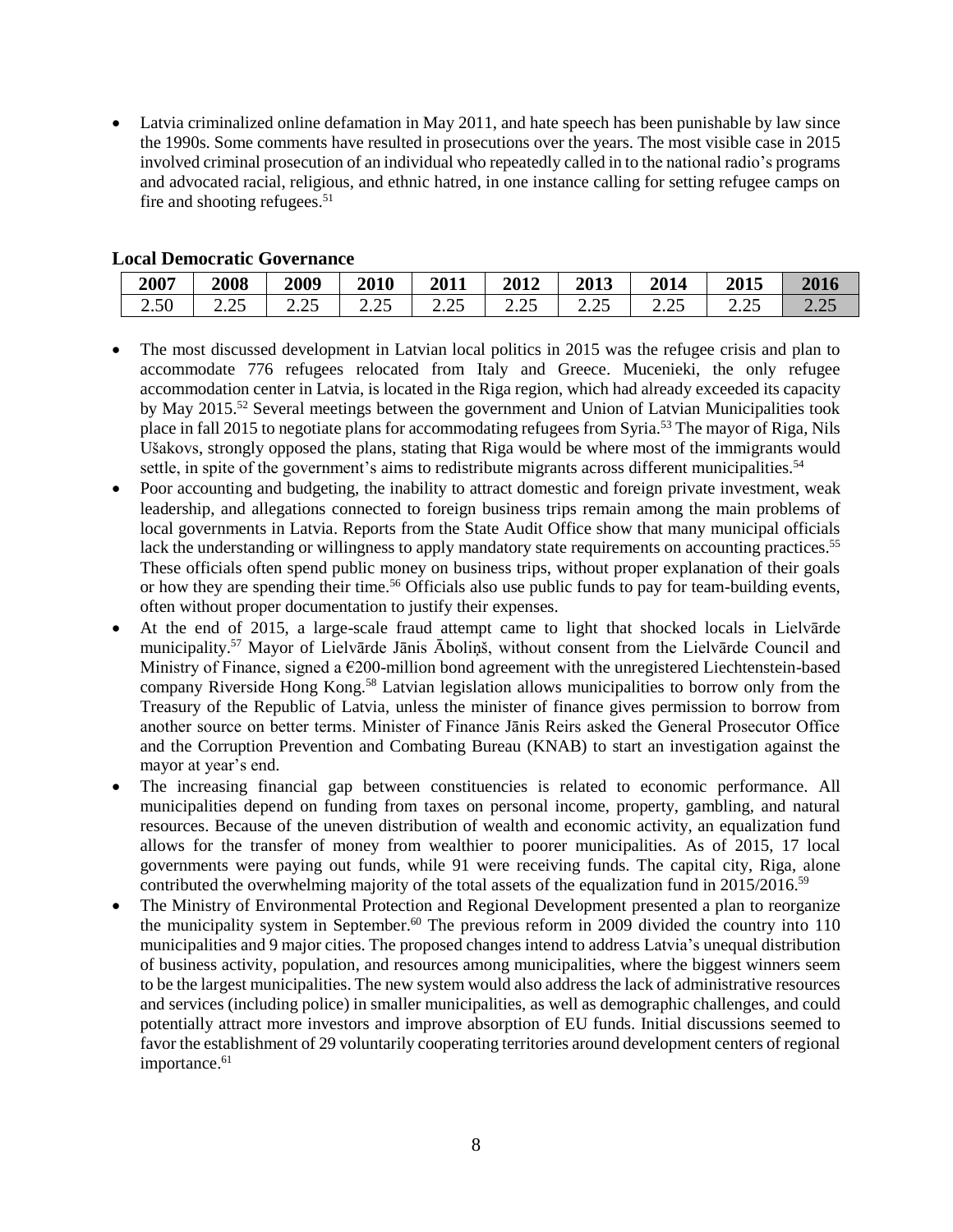- Latvia criminalized online defamation in May 2011, and hate speech has been punishable by law since the 1990s. Some comments have resulted in prosecutions over the years. The most visible case in 2015 involved criminal prosecution of an individual who repeatedly called in to the national radio's programs and advocated racial, religious, and ethnic hatred, in one instance calling for setting refugee camps on fire and shooting refugees.[51]

### Local Democratic Governance

| 2007 | 2008 | 2009 | 2010 | 2011 | 2012 | 2013 | 2014 | 2015 | 2016 |
|---|---|---|---|---|---|---|---|---|---|
| 2.50 | 2.25 | 2.25 | 2.25 | 2.25 | 2.25 | 2.25 | 2.25 | 2.25 | 2.25 |

- The most discussed development in Latvian local politics in 2015 was the refugee crisis and plan to accommodate 776 refugees relocated from Italy and Greece. Mucenieki, the only refugee accommodation center in Latvia, is located in the Riga region, which had already exceeded its capacity by May 2015.[52] Several meetings between the government and Union of Latvian Municipalities took place in fall 2015 to negotiate plans for accommodating refugees from Syria.[53] The mayor of Riga, Nils Ušakovs, strongly opposed the plans, stating that Riga would be where most of the immigrants would settle, in spite of the government's aims to redistribute migrants across different municipalities.[54]
- Poor accounting and budgeting, the inability to attract domestic and foreign private investment, weak leadership, and allegations connected to foreign business trips remain among the main problems of local governments in Latvia. Reports from the State Audit Office show that many municipal officials lack the understanding or willingness to apply mandatory state requirements on accounting practices.[55] These officials often spend public money on business trips, without proper explanation of their goals or how they are spending their time.[56] Officials also use public funds to pay for team-building events, often without proper documentation to justify their expenses.
- At the end of 2015, a large-scale fraud attempt came to light that shocked locals in Lielvārde municipality.[57] Mayor of Lielvārde Jānis Āboliņš, without consent from the Lielvārde Council and Ministry of Finance, signed a €200-million bond agreement with the unregistered Liechtenstein-based company Riverside Hong Kong.[58] Latvian legislation allows municipalities to borrow only from the Treasury of the Republic of Latvia, unless the minister of finance gives permission to borrow from another source on better terms. Minister of Finance Jānis Reirs asked the General Prosecutor Office and the Corruption Prevention and Combating Bureau (KNAB) to start an investigation against the mayor at year's end.
- The increasing financial gap between constituencies is related to economic performance. All municipalities depend on funding from taxes on personal income, property, gambling, and natural resources. Because of the uneven distribution of wealth and economic activity, an equalization fund allows for the transfer of money from wealthier to poorer municipalities. As of 2015, 17 local governments were paying out funds, while 91 were receiving funds. The capital city, Riga, alone contributed the overwhelming majority of the total assets of the equalization fund in 2015/2016.[59]
- The Ministry of Environmental Protection and Regional Development presented a plan to reorganize the municipality system in September.[60] The previous reform in 2009 divided the country into 110 municipalities and 9 major cities. The proposed changes intend to address Latvia's unequal distribution of business activity, population, and resources among municipalities, where the biggest winners seem to be the largest municipalities. The new system would also address the lack of administrative resources and services (including police) in smaller municipalities, as well as demographic challenges, and could potentially attract more investors and improve absorption of EU funds. Initial discussions seemed to favor the establishment of 29 voluntarily cooperating territories around development centers of regional importance.[61]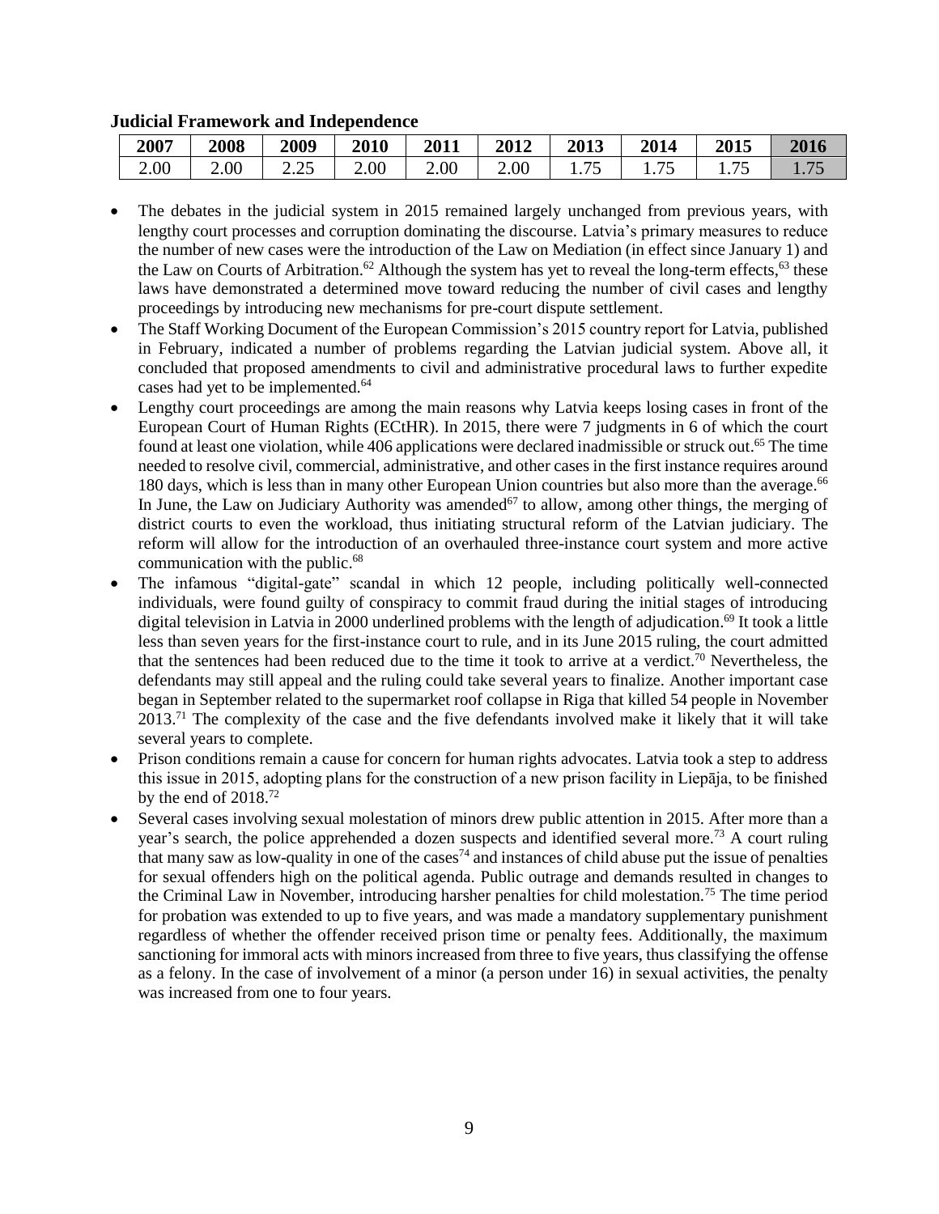**Judicial Framework and Independence**

| 2007 | 2008 | 2009 | 2010 | 2011 | 2012 | 2013 | 2014 | 2015 | 2016 |
|---|---|---|---|---|---|---|---|---|---|
| 2.00 | 2.00 | 2.25 | 2.00 | 2.00 | 2.00 | 1.75 | 1.75 | 1.75 | 1.75 |

- The debates in the judicial system in 2015 remained largely unchanged from previous years, with lengthy court processes and corruption dominating the discourse. Latvia's primary measures to reduce the number of new cases were the introduction of the Law on Mediation (in effect since January 1) and the Law on Courts of Arbitration.[62] Although the system has yet to reveal the long-term effects,[63] these laws have demonstrated a determined move toward reducing the number of civil cases and lengthy proceedings by introducing new mechanisms for pre-court dispute settlement.
- The Staff Working Document of the European Commission's 2015 country report for Latvia, published in February, indicated a number of problems regarding the Latvian judicial system. Above all, it concluded that proposed amendments to civil and administrative procedural laws to further expedite cases had yet to be implemented.[64]
- Lengthy court proceedings are among the main reasons why Latvia keeps losing cases in front of the European Court of Human Rights (ECtHR). In 2015, there were 7 judgments in 6 of which the court found at least one violation, while 406 applications were declared inadmissible or struck out.[65] The time needed to resolve civil, commercial, administrative, and other cases in the first instance requires around 180 days, which is less than in many other European Union countries but also more than the average.[66] In June, the Law on Judiciary Authority was amended[67] to allow, among other things, the merging of district courts to even the workload, thus initiating structural reform of the Latvian judiciary. The reform will allow for the introduction of an overhauled three-instance court system and more active communication with the public.[68]
- The infamous "digital-gate" scandal in which 12 people, including politically well-connected individuals, were found guilty of conspiracy to commit fraud during the initial stages of introducing digital television in Latvia in 2000 underlined problems with the length of adjudication.[69] It took a little less than seven years for the first-instance court to rule, and in its June 2015 ruling, the court admitted that the sentences had been reduced due to the time it took to arrive at a verdict.[70] Nevertheless, the defendants may still appeal and the ruling could take several years to finalize. Another important case began in September related to the supermarket roof collapse in Riga that killed 54 people in November 2013.[71] The complexity of the case and the five defendants involved make it likely that it will take several years to complete.
- Prison conditions remain a cause for concern for human rights advocates. Latvia took a step to address this issue in 2015, adopting plans for the construction of a new prison facility in Liepāja, to be finished by the end of 2018.[72]
- Several cases involving sexual molestation of minors drew public attention in 2015. After more than a year's search, the police apprehended a dozen suspects and identified several more.[73] A court ruling that many saw as low-quality in one of the cases[74] and instances of child abuse put the issue of penalties for sexual offenders high on the political agenda. Public outrage and demands resulted in changes to the Criminal Law in November, introducing harsher penalties for child molestation.[75] The time period for probation was extended to up to five years, and was made a mandatory supplementary punishment regardless of whether the offender received prison time or penalty fees. Additionally, the maximum sanctioning for immoral acts with minors increased from three to five years, thus classifying the offense as a felony. In the case of involvement of a minor (a person under 16) in sexual activities, the penalty was increased from one to four years.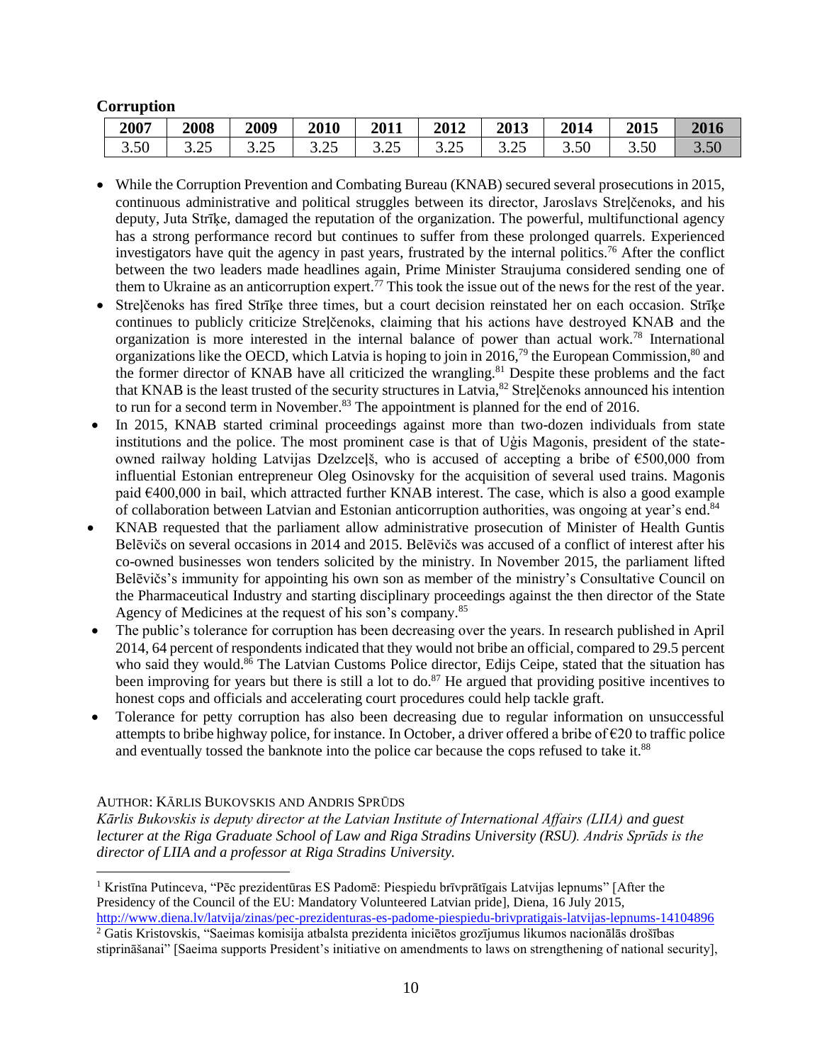**Corruption**

| 2007 | 2008 | 2009 | 2010 | 2011 | 2012 | 2013 | 2014 | 2015 | 2016 |
|---|---|---|---|---|---|---|---|---|---|
| 3.50 | 3.25 | 3.25 | 3.25 | 3.25 | 3.25 | 3.25 | 3.50 | 3.50 | 3.50 |

- While the Corruption Prevention and Combating Bureau (KNAB) secured several prosecutions in 2015, continuous administrative and political struggles between its director, Jaroslavs Streļčenoks, and his deputy, Juta Strīķe, damaged the reputation of the organization. The powerful, multifunctional agency has a strong performance record but continues to suffer from these prolonged quarrels. Experienced investigators have quit the agency in past years, frustrated by the internal politics.[76] After the conflict between the two leaders made headlines again, Prime Minister Straujuma considered sending one of them to Ukraine as an anticorruption expert.[77] This took the issue out of the news for the rest of the year.
- Streļčenoks has fired Strīķe three times, but a court decision reinstated her on each occasion. Strīķe continues to publicly criticize Streļčenoks, claiming that his actions have destroyed KNAB and the organization is more interested in the internal balance of power than actual work.[78] International organizations like the OECD, which Latvia is hoping to join in 2016,[79] the European Commission,[80] and the former director of KNAB have all criticized the wrangling.[81] Despite these problems and the fact that KNAB is the least trusted of the security structures in Latvia,[82] Streļčenoks announced his intention to run for a second term in November.[83] The appointment is planned for the end of 2016.
- In 2015, KNAB started criminal proceedings against more than two-dozen individuals from state institutions and the police. The most prominent case is that of Uģis Magonis, president of the state-owned railway holding Latvijas Dzelzceļš, who is accused of accepting a bribe of €500,000 from influential Estonian entrepreneur Oleg Osinovsky for the acquisition of several used trains. Magonis paid €400,000 in bail, which attracted further KNAB interest. The case, which is also a good example of collaboration between Latvian and Estonian anticorruption authorities, was ongoing at year's end.[84]
- KNAB requested that the parliament allow administrative prosecution of Minister of Health Guntis Belēvičs on several occasions in 2014 and 2015. Belēvičs was accused of a conflict of interest after his co-owned businesses won tenders solicited by the ministry. In November 2015, the parliament lifted Belēvičs's immunity for appointing his own son as member of the ministry's Consultative Council on the Pharmaceutical Industry and starting disciplinary proceedings against the then director of the State Agency of Medicines at the request of his son's company.[85]
- The public's tolerance for corruption has been decreasing over the years. In research published in April 2014, 64 percent of respondents indicated that they would not bribe an official, compared to 29.5 percent who said they would.[86] The Latvian Customs Police director, Edijs Ceipe, stated that the situation has been improving for years but there is still a lot to do.[87] He argued that providing positive incentives to honest cops and officials and accelerating court procedures could help tackle graft.
- Tolerance for petty corruption has also been decreasing due to regular information on unsuccessful attempts to bribe highway police, for instance. In October, a driver offered a bribe of €20 to traffic police and eventually tossed the banknote into the police car because the cops refused to take it.[88]

AUTHOR: KĀRLIS BUKOVSKIS AND ANDRIS SPRŪDS

*Kārlis Bukovskis is deputy director at the Latvian Institute of International Affairs (LIIA) and guest lecturer at the Riga Graduate School of Law and Riga Stradins University (RSU). Andris Sprūds is the director of LIIA and a professor at Riga Stradins University.*

---

[1] Kristīna Putinceva, "Pēc prezidentūras ES Padomē: Piespiedu brīvprātīgais Latvijas lepnums" [After the Presidency of the Council of the EU: Mandatory Volunteered Latvian pride], Diena, 16 July 2015, http://www.diena.lv/latvija/zinas/pec-prezidenturas-es-padome-piespiedu-brivpratigais-latvijas-lepnums-14104896

[2] Gatis Kristovskis, "Saeimas komisija atbalsta prezidenta iniciētos grozījumus likumos nacionālās drošības stiprināšanai" [Saeima supports President's initiative on amendments to laws on strengthening of national security],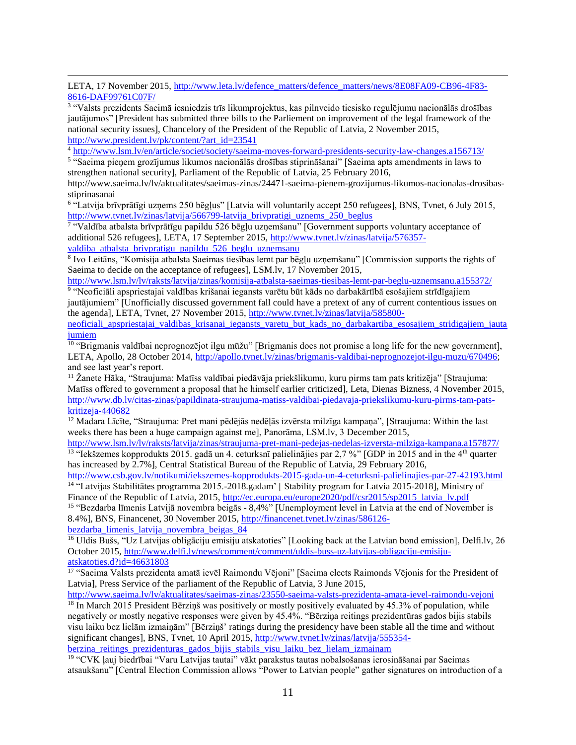LETA, 17 November 2015, http://www.leta.lv/defence_matters/defence_matters/news/8E08FA09-CB96-4F83-8616-DAF99761C07F/

[3] "Valsts prezidents Saeimā iesniedzis trīs likumprojektus, kas pilnveido tiesisko regulējumu nacionālās drošības jautājumos" [President has submitted three bills to the Parliement on improvement of the legal framework of the national security issues], Chancelory of the President of the Republic of Latvia, 2 November 2015, http://www.president.lv/pk/content/?art_id=23541

[4] http://www.lsm.lv/en/article/societ/society/saeima-moves-forward-presidents-security-law-changes.a156713/

[5] "Saeima pieņem grozījumus likumos nacionālās drošības stiprināšanai" [Saeima apts amendments in laws to strengthen national security], Parliament of the Republic of Latvia, 25 February 2016, http://www.saeima.lv/lv/aktualitates/saeimas-zinas/24471-saeima-pienem-grozijumus-likumos-nacionalas-drosibas-stiprinasanai

[6] "Latvija brīvprātīgi uzņems 250 bēgļus" [Latvia will voluntarily accept 250 refugees], BNS, Tvnet, 6 July 2015, http://www.tvnet.lv/zinas/latvija/566799-latvija_brivpratigi_uznems_250_beglus

[7] "Valdība atbalsta brīvprātīgu papildu 526 bēgļu uzņemšanu" [Government supports voluntary acceptance of additional 526 refugees], LETA, 17 September 2015, http://www.tvnet.lv/zinas/latvija/576357-valdiba_atbalsta_brivpratigu_papildu_526_beglu_uznemsanu

[8] Ivo Leitāns, "Komisija atbalsta Saeimas tiesības lemt par bēgļu uzņemšanu" [Commission supports the rights of Saeima to decide on the acceptance of refugees], LSM.lv, 17 November 2015, http://www.lsm.lv/lv/raksts/latvija/zinas/komisija-atbalsta-saeimas-tiesibas-lemt-par-beglu-uznemsanu.a155372/

[9] "Neoficiāli apspriestajai valdības krišanai iegansts varētu būt kāds no darbakārtībā esošajiem strīdīgajiem jautājumiem" [Unofficially discussed government fall could have a pretext of any of current contentious issues on the agenda], LETA, Tvnet, 27 November 2015, http://www.tvnet.lv/zinas/latvija/585800-neoficiali_apspriestajai_valdibas_krisanai_iegansts_varetu_but_kads_no_darbakartiba_esosajiem_stridigajiem_jautajumiem

[10] "Brigmanis valdībai neprognozējot ilgu mūžu" [Brigmanis does not promise a long life for the new government], LETA, Apollo, 28 October 2014, http://apollo.tvnet.lv/zinas/brigmanis-valdibai-neprognozejot-ilgu-muzu/670496; and see last year's report.

[11] Žanete Hāka, "Straujuma: Matīss valdībai piedāvāja priekšlikumu, kuru pirms tam pats kritizēja" [Straujuma: Matīss offered to government a proposal that he himself earlier criticized], Leta, Dienas Bizness, 4 November 2015, http://www.db.lv/citas-zinas/papildinata-straujuma-matiss-valdibai-piedavaja-priekslikumu-kuru-pirms-tam-pats-kritizeja-440682

[12] Madara Līcīte, "Straujuma: Pret mani pēdējās nedēļās izvērsta milzīga kampaņa", [Straujuma: Within the last weeks there has been a huge campaign against me], Panorāma, LSM.lv, 3 December 2015, http://www.lsm.lv/lv/raksts/latvija/zinas/straujuma-pret-mani-pedejas-nedelas-izversta-milziga-kampana.a157877/

[13] "Iekšzemes kopprodukts 2015. gadā un 4. ceturksnī palielinājies par 2,7 %" [GDP in 2015 and in the 4th quarter has increased by 2.7%], Central Statistical Bureau of the Republic of Latvia, 29 February 2016, http://www.csb.gov.lv/notikumi/iekszemes-kopprodukts-2015-gada-un-4-ceturksni-palielinajies-par-27-42193.html

[14] "Latvijas Stabilitātes programma 2015.-2018.gadam' [ Stability program for Latvia 2015-2018], Ministry of Finance of the Republic of Latvia, 2015, http://ec.europa.eu/europe2020/pdf/csr2015/sp2015_latvia_lv.pdf

[15] "Bezdarba līmenis Latvijā novembra beigās - 8,4%" [Unemployment level in Latvia at the end of November is 8.4%], BNS, Financenet, 30 November 2015, http://financenet.tvnet.lv/zinas/586126-bezdarba_limenis_latvija_novembra_beigas_84

[16] Uldis Bušs, "Uz Latvijas obligāciju emisiju atskatoties" [Looking back at the Latvian bond emission], Delfi.lv, 26 October 2015, http://www.delfi.lv/news/comment/comment/uldis-buss-uz-latvijas-obligaciju-emisiju-atskatoties.d?id=46631803

[17] "Saeima Valsts prezidenta amatā ievēl Raimondu Vējoni" [Saeima elects Raimonds Vējonis for the President of Latvia], Press Service of the parliament of the Republic of Latvia, 3 June 2015, http://www.saeima.lv/lv/aktualitates/saeimas-zinas/23550-saeima-valsts-prezidenta-amata-ievel-raimondu-vejoni

[18] In March 2015 President Bērziņš was positively or mostly positively evaluated by 45.3% of population, while negatively or mostly negative responses were given by 45.4%. "Bērziņa reitings prezidentūras gados bijis stabils visu laiku bez lielām izmaiņām" [Bērziņš' ratings during the presidency have been stable all the time and without significant changes], BNS, Tvnet, 10 April 2015, http://www.tvnet.lv/zinas/latvija/555354-berzina_reitings_prezidenturas_gados_bijis_stabils_visu_laiku_bez_lielam_izmainam

[19] "CVK ļauj biedrībai "Varu Latvijas tautai" vākt parakstus tautas nobalsošanas ierosināšanai par Saeimas atsaukšanu" [Central Election Commission allows "Power to Latvian people" gather signatures on introduction of a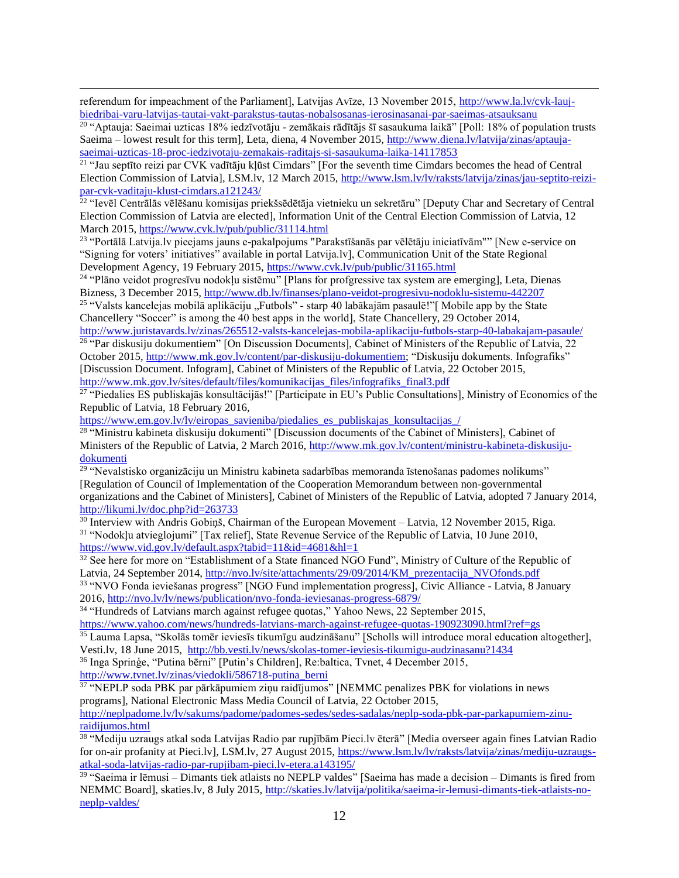referendum for impeachment of the Parliament], Latvijas Avīze, 13 November 2015, http://www.la.lv/cvk-lauj-biedribai-varu-latvijas-tautai-vakt-parakstus-tautas-nobalsosanas-ierosinasanai-par-saeimas-atsauksanu

[20] "Aptauja: Saeimai uzticas 18% iedzīvotāju - zemākais rādītājs šī sasaukuma laikā" [Poll: 18% of population trusts Saeima – lowest result for this term], Leta, diena, 4 November 2015, http://www.diena.lv/latvija/zinas/aptauja-saeimai-uzticas-18-proc-iedzivotaju-zemakais-raditajs-si-sasaukuma-laika-14117853

[21] "Jau septīto reizi par CVK vadītāju kļūst Cimdars" [For the seventh time Cimdars becomes the head of Central Election Commission of Latvia], LSM.lv, 12 March 2015, http://www.lsm.lv/lv/raksts/latvija/zinas/jau-septito-reizi-par-cvk-vaditaju-klust-cimdars.a121243/

[22] "Ievēl Centrālās vēlēšanu komisijas priekšsēdētāja vietnieku un sekretāru" [Deputy Char and Secretary of Central Election Commission of Latvia are elected], Information Unit of the Central Election Commission of Latvia, 12 March 2015, https://www.cvk.lv/pub/public/31114.html

[23] "Portālā Latvija.lv pieejams jauns e-pakalpojums "Parakstīšanās par vēlētāju iniciatīvām"" [New e-service on "Signing for voters' initiatives" available in portal Latvija.lv], Communication Unit of the State Regional Development Agency, 19 February 2015, https://www.cvk.lv/pub/public/31165.html

[24] "Plāno veidot progresīvu nodokļu sistēmu" [Plans for profgressive tax system are emerging], Leta, Dienas Bizness, 3 December 2015, http://www.db.lv/finanses/plano-veidot-progresivu-nodoklu-sistemu-442207

[25] "Valsts kancelejas mobilā aplikāciju „Futbols" - starp 40 labākajām pasaulē!"[ Mobile app by the State Chancellery "Soccer" is among the 40 best apps in the world], State Chancellery, 29 October 2014, http://www.juristavards.lv/zinas/265512-valsts-kancelejas-mobila-aplikaciju-futbols-starp-40-labakajam-pasaule/

[26] "Par diskusiju dokumentiem" [On Discussion Documents], Cabinet of Ministers of the Republic of Latvia, 22 October 2015, http://www.mk.gov.lv/content/par-diskusiju-dokumentiem; "Diskusiju dokuments. Infografiks" [Discussion Document. Infogram], Cabinet of Ministers of the Republic of Latvia, 22 October 2015, http://www.mk.gov.lv/sites/default/files/komunikacijas_files/infografiks_final3.pdf

[27] "Piedalies ES publiskajās konsultācijās!" [Participate in EU's Public Consultations], Ministry of Economics of the Republic of Latvia, 18 February 2016, https://www.em.gov.lv/lv/eiropas_savieniba/piedalies_es_publiskajas_konsultacijas_/

[28] "Ministru kabineta diskusiju dokumenti" [Discussion documents of the Cabinet of Ministers], Cabinet of Ministers of the Republic of Latvia, 2 March 2016, http://www.mk.gov.lv/content/ministru-kabineta-diskusiju-dokumenti

[29] "Nevalstisko organizāciju un Ministru kabineta sadarbības memoranda īstenošanas padomes nolikums" [Regulation of Council of Implementation of the Cooperation Memorandum between non-governmental organizations and the Cabinet of Ministers], Cabinet of Ministers of the Republic of Latvia, adopted 7 January 2014, http://likumi.lv/doc.php?id=263733

[30] Interview with Andris Gobiņš, Chairman of the European Movement – Latvia, 12 November 2015, Riga.

[31] "Nodokļu atvieglojumi" [Tax relief], State Revenue Service of the Republic of Latvia, 10 June 2010, https://www.vid.gov.lv/default.aspx?tabid=11&id=4681&hl=1

[32] See here for more on "Establishment of a State financed NGO Fund", Ministry of Culture of the Republic of Latvia, 24 September 2014, http://nvo.lv/site/attachments/29/09/2014/KM_prezentacija_NVOfonds.pdf

[33] "NVO Fonda ieviešanas progress" [NGO Fund implementation progress], Civic Alliance - Latvia, 8 January 2016, http://nvo.lv/lv/news/publication/nvo-fonda-ieviesanas-progress-6879/

[34] "Hundreds of Latvians march against refugee quotas," Yahoo News, 22 September 2015, https://www.yahoo.com/news/hundreds-latvians-march-against-refugee-quotas-190923090.html?ref=gs

[35] Lauma Lapsa, "Skolās tomēr ieviesīs tikumīgu audzināšanu" [Scholls will introduce moral education altogether], Vesti.lv, 18 June 2015, http://bb.vesti.lv/news/skolas-tomer-ieviesis-tikumigu-audzinasanu?1434

[36] Inga Spriņģe, "Putina bērni" [Putin's Children], Re:baltica, Tvnet, 4 December 2015, http://www.tvnet.lv/zinas/viedokli/586718-putina_berni

[37] "NEPLP soda PBK par pārkāpumiem ziņu raidījumos" [NEMMC penalizes PBK for violations in news programs], National Electronic Mass Media Council of Latvia, 22 October 2015, http://neplpadome.lv/lv/sakums/padome/padomes-sedes/sedes-sadalas/neplp-soda-pbk-par-parkapumiem-zinu-raidijumos.html

[38] "Mediju uzraugs atkal soda Latvijas Radio par rupjībām Pieci.lv ēterā" [Media overseer again fines Latvian Radio for on-air profanity at Pieci.lv], LSM.lv, 27 August 2015, https://www.lsm.lv/lv/raksts/latvija/zinas/mediju-uzraugs-atkal-soda-latvijas-radio-par-rupjibam-pieci.lv-etera.a143195/

[39] "Saeima ir lēmusi – Dimants tiek atlaists no NEPLP valdes" [Saeima has made a decision – Dimants is fired from NEMMC Board], skaties.lv, 8 July 2015, http://skaties.lv/latvija/politika/saeima-ir-lemusi-dimants-tiek-atlaists-no-neplp-valdes/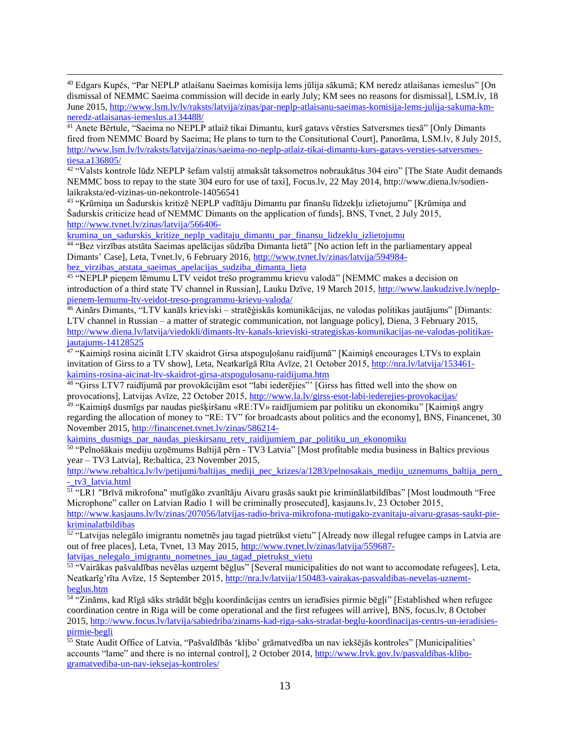[40] Edgars Kupčs, "Par NEPLP atlaišanu Saeimas komisija lems jūlija sākumā; KM neredz atlaišanas iemeslus" [On dismissal of NEMMC Saeima commission will decide in early July; KM sees no reasons for dismissal], LSM.lv, 18 June 2015, http://www.lsm.lv/lv/raksts/latvija/zinas/par-neplp-atlaisanu-saeimas-komisija-lems-julija-sakuma-km-neredz-atlaisanas-iemeslus.a134488/

[41] Anete Bērtule, "Saeima no NEPLP atlaiž tikai Dimantu, kurš gatavs vērsties Satversmes tiesā" [Only Dimants fired from NEMMC Board by Saeima; He plans to turn to the Consitutional Court], Panorāma, LSM.lv, 8 July 2015, http://www.lsm.lv/lv/raksts/latvija/zinas/saeima-no-neplp-atlaiz-tikai-dimantu-kurs-gatavs-versties-satversmes-tiesa.a136805/

[42] "Valsts kontrole lūdz NEPLP šefam valstij atmaksāt taksometros nobraukātus 304 eiro" [The State Audit demands NEMMC boss to repay to the state 304 euro for use of taxi], Focus.lv, 22 May 2014, http://www.diena.lv/sodien-laikraksta/ed-vizinas-un-nekontrole-14056541

[43] "Krūmiņa un Šadurskis kritizē NEPLP vadītāju Dimantu par finanšu līdzekļu izlietojumu" [Krūmiņa and Šadurskis criticize head of NEMMC Dimants on the application of funds], BNS, Tvnet, 2 July 2015, http://www.tvnet.lv/zinas/latvija/566406-krumina_un_sadurskis_kritize_neplp_vaditaju_dimantu_par_finansu_lidzeklu_izlietojumu

[44] "Bez virzības atstāta Saeimas apelācijas sūdzība Dimanta lietā" [No action left in the parliamentary appeal Dimants' Case], Leta, Tvnet.lv, 6 February 2016, http://www.tvnet.lv/zinas/latvija/594984-bez_virzibas_atstata_saeimas_apelacijas_sudziba_dimanta_lieta

[45] "NEPLP pieņem lēmumu LTV veidot trešo programmu krievu valodā" [NEMMC makes a decision on introduction of a third state TV channel in Russian], Lauku Dzīve, 19 March 2015, http://www.laukudzive.lv/neplp-pienem-lemumu-ltv-veidot-treso-programmu-krievu-valoda/

[46] Ainārs Dimants, "LTV kanāls krieviski – stratēģiskās komunikācijas, ne valodas politikas jautājums" [Dimants: LTV channel in Russian – a matter of strategic communication, not language policy], Diena, 3 February 2015, http://www.diena.lv/latvija/viedokli/dimants-ltv-kanals-krieviski-strategiskas-komunikacijas-ne-valodas-politikas-jautajums-14128525

[47] "Kaimiņš rosina aicināt LTV skaidrot Girsa atspoguļošanu raidījumā" [Kaimiņš encourages LTVs to explain invitation of Girss to a TV show], Leta, Neatkarīgā Rīta Avīze, 21 October 2015, http://nra.lv/latvija/153461-kaimins-rosina-aicinat-ltv-skaidrot-girsa-atspogulosanu-raidijuma.htm

[48] "Girss LTV7 raidījumā par provokācijām esot "labi iederējies"' [Girss has fitted well into the show on provocations], Latvijas Avīze, 22 October 2015, http://www.la.lv/girss-esot-labi-iederejies-provokacijas/

[49] "Kaimiņš dusmīgs par naudas piešķiršanu «RE:TV» raidījumiem par politiku un ekonomiku" [Kaimiņš angry regarding the allocation of money to "RE: TV" for broadcasts about politics and the economy], BNS, Financenet, 30 November 2015, http://financenet.tvnet.lv/zinas/586214-kaimins_dusmigs_par_naudas_pieskirsanu_retv_raidijumiem_par_politiku_un_ekonomiku

[50] "Pelnošākais mediju uzņēmums Baltijā pērn - TV3 Latvia" [Most profitable media business in Baltics previous year – TV3 Latvia], Re:baltica, 23 November 2015, http://www.rebaltica.lv/lv/petijumi/baltijas_mediji_pec_krizes/a/1283/pelnosakais_mediju_uznemums_baltija_pern_-_tv3_latvia.html

[51] "LR1 "Brīvā mikrofona" mutīgāko zvanītāju Aivaru grasās saukt pie kriminālatbildības" [Most loudmouth "Free Microphone" caller on Latvian Radio 1 will be criminally prosecuted], kasjauns.lv, 23 October 2015, http://www.kasjauns.lv/lv/zinas/207056/latvijas-radio-briva-mikrofona-mutigako-zvanitaju-aivaru-grasas-saukt-pie-kriminalatbildibas

[52] "Latvijas nelegālo imigrantu nometnēs jau tagad pietrūkst vietu" [Already now illegal refugee camps in Latvia are out of free places], Leta, Tvnet, 13 May 2015, http://www.tvnet.lv/zinas/latvija/559687-latvijas_nelegalo_imigrantu_nometnes_jau_tagad_pietrukst_vietu

[53] "Vairākas pašvaldības nevēlas uzņemt bēgļus" [Several municipalities do not want to accomodate refugees], Leta, Neatkarīg'rīta Avīze, 15 September 2015, http://nra.lv/latvija/150483-vairakas-pasvaldibas-nevelas-uznemt-beglus.htm

[54] "Zināms, kad Rīgā sāks strādāt bēgļu koordinācijas centrs un ieradīsies pirmie bēgļi" [Established when refugee coordination centre in Riga will be come operational and the first refugees will arrive], BNS, focus.lv, 8 October 2015, http://www.focus.lv/latvija/sabiedriba/zinams-kad-riga-saks-stradat-beglu-koordinacijas-centrs-un-ieradisies-pirmie-begli

[55] State Audit Office of Latvia, "Pašvaldībās 'klibo' grāmatvedība un nav iekšējās kontroles" [Municipalities' accounts "lame" and there is no internal control], 2 October 2014, http://www.lrvk.gov.lv/pasvaldibas-klibo-gramatvediba-un-nav-ieksejas-kontroles/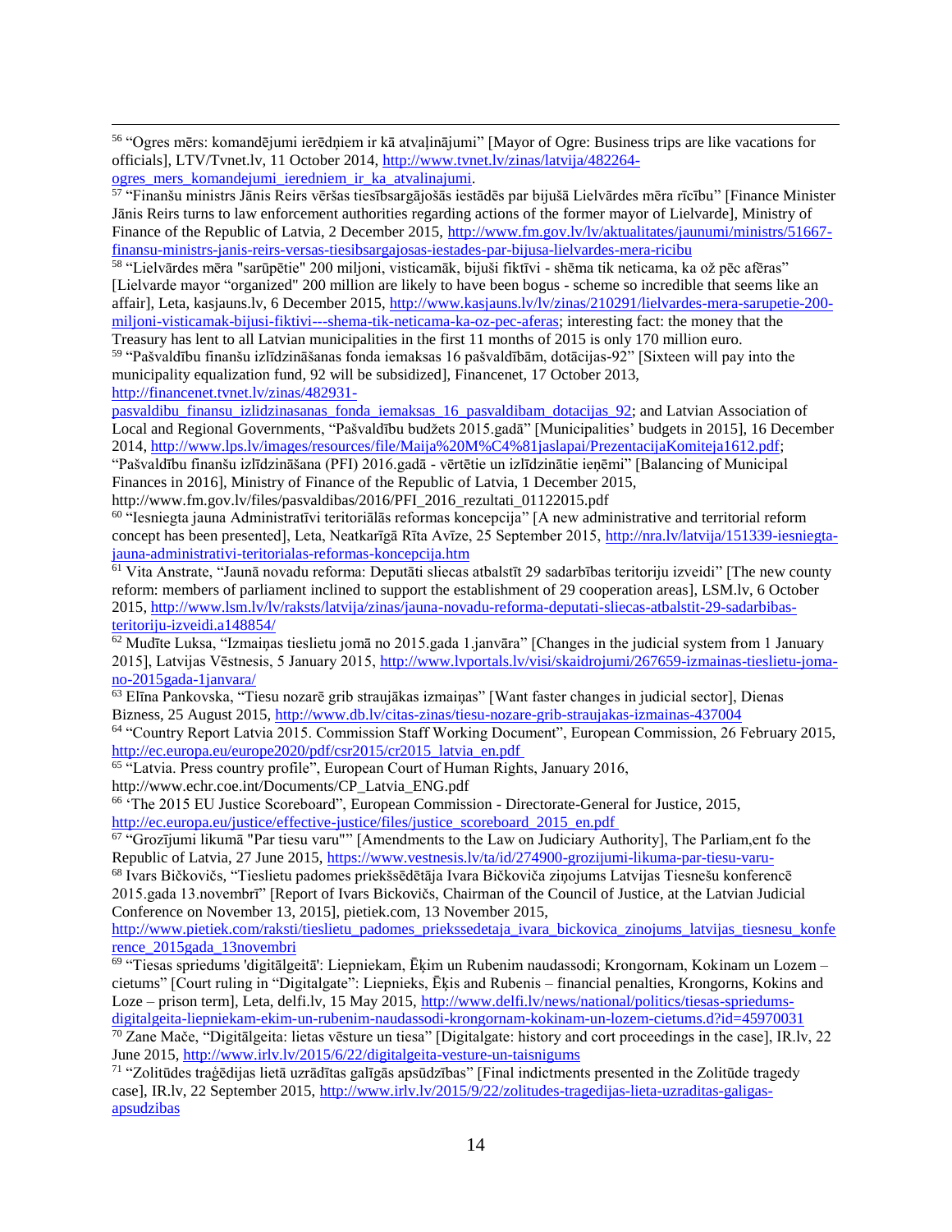[56] "Ogres mērs: komandējumi ierēdņiem ir kā atvaļinājumi" [Mayor of Ogre: Business trips are like vacations for officials], LTV/Tvnet.lv, 11 October 2014, http://www.tvnet.lv/zinas/latvija/482264-ogres_mers_komandejumi_ieredniem_ir_ka_atvalinajumi.

[57] "Finanšu ministrs Jānis Reirs vēršas tiesībsargājošās iestādēs par bijušā Lielvārdes mēra rīcību" [Finance Minister Jānis Reirs turns to law enforcement authorities regarding actions of the former mayor of Lielvarde], Ministry of Finance of the Republic of Latvia, 2 December 2015, http://www.fm.gov.lv/lv/aktualitates/jaunumi/ministrs/51667-finansu-ministrs-janis-reirs-versas-tiesibsargajosas-iestades-par-bijusa-lielvardes-mera-ricibu

[58] "Lielvārdes mēra "sarūpētie" 200 miljoni, visticamāk, bijuši fiktīvi - shēma tik neticama, ka ož pēc afēras" [Lielvarde mayor "organized" 200 million are likely to have been bogus - scheme so incredible that seems like an affair], Leta, kasjauns.lv, 6 December 2015, http://www.kasjauns.lv/lv/zinas/210291/lielvardes-mera-sarupetie-200-miljoni-visticamak-bijusi-fiktivi---shema-tik-neticama-ka-oz-pec-aferas; interesting fact: the money that the Treasury has lent to all Latvian municipalities in the first 11 months of 2015 is only 170 million euro.

[59] "Pašvaldību finanšu izlīdzināšanas fonda iemaksas 16 pašvaldībām, dotācijas-92" [Sixteen will pay into the municipality equalization fund, 92 will be subsidized], Financenet, 17 October 2013, http://financenet.tvnet.lv/zinas/482931-pasvaldibu_finansu_izlidzinasanas_fonda_iemaksas_16_pasvaldibam_dotacijas_92; and Latvian Association of Local and Regional Governments, "Pašvaldību budžets 2015.gadā" [Municipalities' budgets in 2015], 16 December 2014, http://www.lps.lv/images/resources/file/Maija%20M%C4%81jaslapai/PrezentacijaKomiteja1612.pdf; "Pašvaldību finanšu izlīdzināšana (PFI) 2016.gadā - vērtētie un izlīdzinātie ieņēmi" [Balancing of Municipal Finances in 2016], Ministry of Finance of the Republic of Latvia, 1 December 2015, http://www.fm.gov.lv/files/pasvaldibas/2016/PFI_2016_rezultati_01122015.pdf

[60] "Iesniegta jauna Administratīvi teritoriālās reformas koncepcija" [A new administrative and territorial reform concept has been presented], Leta, Neatkarīgā Rīta Avīze, 25 September 2015, http://nra.lv/latvija/151339-iesniegta-jauna-administrativi-teritorialas-reformas-koncepcija.htm

[61] Vita Anstrate, "Jaunā novadu reforma: Deputāti sliecas atbalstīt 29 sadarbības teritoriju izveidi" [The new county reform: members of parliament inclined to support the establishment of 29 cooperation areas], LSM.lv, 6 October 2015, http://www.lsm.lv/lv/raksts/latvija/zinas/jauna-novadu-reforma-deputati-sliecas-atbalstit-29-sadarbibas-teritoriju-izveidi.a148854/

[62] Mudīte Luksa, "Izmaiņas tieslietu jomā no 2015.gada 1.janvāra" [Changes in the judicial system from 1 January 2015], Latvijas Vēstnesis, 5 January 2015, http://www.lvportals.lv/visi/skaidrojumi/267659-izmainas-tieslietu-joma-no-2015gada-1janvara/

[63] Elīna Pankovska, "Tiesu nozarē grib straujākas izmaiņas" [Want faster changes in judicial sector], Dienas Bizness, 25 August 2015, http://www.db.lv/citas-zinas/tiesu-nozare-grib-straujakas-izmainas-437004

[64] "Country Report Latvia 2015. Commission Staff Working Document", European Commission, 26 February 2015, http://ec.europa.eu/europe2020/pdf/csr2015/cr2015_latvia_en.pdf

[65] "Latvia. Press country profile", European Court of Human Rights, January 2016, http://www.echr.coe.int/Documents/CP_Latvia_ENG.pdf

[66] 'The 2015 EU Justice Scoreboard", European Commission - Directorate-General for Justice, 2015, http://ec.europa.eu/justice/effective-justice/files/justice_scoreboard_2015_en.pdf

[67] "Grozījumi likumā "Par tiesu varu"" [Amendments to the Law on Judiciary Authority], The Parliam,ent fo the Republic of Latvia, 27 June 2015, https://www.vestnesis.lv/ta/id/274900-grozijumi-likuma-par-tiesu-varu-

[68] Ivars Bičkovičs, "Tieslietu padomes priekšsēdētāja Ivara Bičkoviča ziņojums Latvijas Tiesnešu konferencē 2015.gada 13.novembrī" [Report of Ivars Bickovičs, Chairman of the Council of Justice, at the Latvian Judicial Conference on November 13, 2015], pietiek.com, 13 November 2015, http://www.pietiek.com/raksti/tieslietu_padomes_priekssedetaja_ivara_bickovica_zinojums_latvijas_tiesnesu_konference_2015gada_13novembri

[69] "Tiesas spriedums 'digitālgeitā': Liepniekam, Ēķim un Rubenim naudassodi; Krongornam, Kokinam un Lozem – cietums" [Court ruling in "Digitalgate": Liepnieks, Ēķis and Rubenis – financial penalties, Krongorns, Kokins and Loze – prison term], Leta, delfi.lv, 15 May 2015, http://www.delfi.lv/news/national/politics/tiesas-spriedums-digitalgeita-liepniekam-ekim-un-rubenim-naudassodi-krongornam-kokinam-un-lozem-cietums.d?id=45970031

[70] Zane Mače, "Digitālgeita: lietas vēsture un tiesa" [Digitalgate: history and cort proceedings in the case], IR.lv, 22 June 2015, http://www.irlv.lv/2015/6/22/digitalgeita-vesture-un-taisnigums

[71] "Zolitūdes traģēdijas lietā uzrādītas galīgās apsūdzības" [Final indictments presented in the Zolitūde tragedy case], IR.lv, 22 September 2015, http://www.irlv.lv/2015/9/22/zolitudes-tragedijas-lieta-uzraditas-galigas-apsudzibas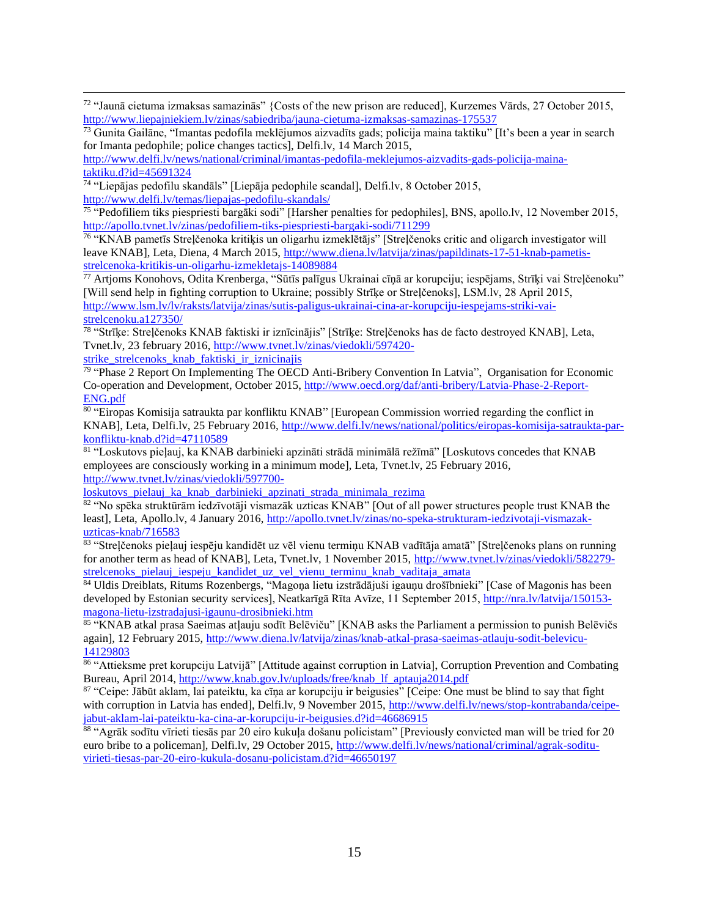[72] "Jaunā cietuma izmaksas samazinās" {Costs of the new prison are reduced], Kurzemes Vārds, 27 October 2015, http://www.liepajniekiem.lv/zinas/sabiedriba/jauna-cietuma-izmaksas-samazinas-175537

[73] Gunita Gailāne, "Imantas pedofila meklējumos aizvadīts gads; policija maina taktiku" [It's been a year in search for Imanta pedophile; police changes tactics], Delfi.lv, 14 March 2015, http://www.delfi.lv/news/national/criminal/imantas-pedofila-meklejumos-aizvadits-gads-policija-maina-taktiku.d?id=45691324

[74] "Liepājas pedofilu skandāls" [Liepāja pedophile scandal], Delfi.lv, 8 October 2015, http://www.delfi.lv/temas/liepajas-pedofilu-skandals/

[75] "Pedofiliem tiks piespriesti bargāki sodi" [Harsher penalties for pedophiles], BNS, apollo.lv, 12 November 2015, http://apollo.tvnet.lv/zinas/pedofiliem-tiks-piespriesti-bargaki-sodi/711299

[76] "KNAB pametīs Streļčenoka kritiķis un oligarhu izmeklētājs" [Streļčenoks critic and oligarch investigator will leave KNAB], Leta, Diena, 4 March 2015, http://www.diena.lv/latvija/zinas/papildinats-17-51-knab-pametis-strelcenoka-kritikis-un-oligarhu-izmekletajs-14089884

[77] Artjoms Konohovs, Odita Krenberga, "Sūtīs palīgus Ukrainai cīņā ar korupciju; iespējams, Strīķi vai Streļčenoku" [Will send help in fighting corruption to Ukraine; possibly Strīķe or Streļčenoks], LSM.lv, 28 April 2015, http://www.lsm.lv/lv/raksts/latvija/zinas/sutis-paligus-ukrainai-cina-ar-korupciju-iespejams-striki-vai-strelcenoku.a127350/

[78] "Strīķe: Streļčenoks KNAB faktiski ir iznīcinājis" [Strīķe: Streļčenoks has de facto destroyed KNAB], Leta, Tvnet.lv, 23 february 2016, http://www.tvnet.lv/zinas/viedokli/597420-strike_strelcenoks_knab_faktiski_ir_iznicinajis

[79] "Phase 2 Report On Implementing The OECD Anti-Bribery Convention In Latvia", Organisation for Economic Co-operation and Development, October 2015, http://www.oecd.org/daf/anti-bribery/Latvia-Phase-2-Report-ENG.pdf

[80] "Eiropas Komisija satraukta par konfliktu KNAB" [European Commission worried regarding the conflict in KNAB], Leta, Delfi.lv, 25 February 2016, http://www.delfi.lv/news/national/politics/eiropas-komisija-satraukta-par-konfliktu-knab.d?id=47110589

[81] "Loskutovs pieļauj, ka KNAB darbinieki apzināti strādā minimālā režīmā" [Loskutovs concedes that KNAB employees are consciously working in a minimum mode], Leta, Tvnet.lv, 25 February 2016, http://www.tvnet.lv/zinas/viedokli/597700-loskutovs_pielauj_ka_knab_darbinieki_apzinati_strada_minimala_rezima

[82] "No spēka struktūrām iedzīvotāji vismazāk uzticas KNAB" [Out of all power structures people trust KNAB the least], Leta, Apollo.lv, 4 January 2016, http://apollo.tvnet.lv/zinas/no-speka-strukturam-iedzivotaji-vismazak-uzticas-knab/716583

[83] "Streļčenoks pieļauj iespēju kandidēt uz vēl vienu termiņu KNAB vadītāja amatā" [Streļčenoks plans on running for another term as head of KNAB], Leta, Tvnet.lv, 1 November 2015, http://www.tvnet.lv/zinas/viedokli/582279-strelcenoks_pielauj_iespeju_kandidet_uz_vel_vienu_terminu_knab_vaditaja_amata

[84] Uldis Dreiblats, Ritums Rozenbergs, "Magoņa lietu izstrādājuši igauņu drošībnieki" [Case of Magonis has been developed by Estonian security services], Neatkarīgā Rīta Avīze, 11 September 2015, http://nra.lv/latvija/150153-magona-lietu-izstradajusi-igaunu-drosibnieki.htm

[85] "KNAB atkal prasa Saeimas atļauju sodīt Belēviču" [KNAB asks the Parliament a permission to punish Belēvičs again], 12 February 2015, http://www.diena.lv/latvija/zinas/knab-atkal-prasa-saeimas-atlauju-sodit-belevicu-14129803

[86] "Attieksme pret korupciju Latvijā" [Attitude against corruption in Latvia], Corruption Prevention and Combating Bureau, April 2014, http://www.knab.gov.lv/uploads/free/knab_lf_aptauja2014.pdf

[87] "Ceipe: Jābūt aklam, lai pateiktu, ka cīņa ar korupciju ir beigusies" [Ceipe: One must be blind to say that fight with corruption in Latvia has ended], Delfi.lv, 9 November 2015, http://www.delfi.lv/news/stop-kontrabanda/ceipe-jabut-aklam-lai-pateiktu-ka-cina-ar-korupciju-ir-beigusies.d?id=46686915

[88] "Agrāk sodītu vīrieti tiesās par 20 eiro kukuļa došanu policistam" [Previously convicted man will be tried for 20 euro bribe to a policeman], Delfi.lv, 29 October 2015, http://www.delfi.lv/news/national/criminal/agrak-soditu-virieti-tiesas-par-20-eiro-kukula-dosanu-policistam.d?id=46650197